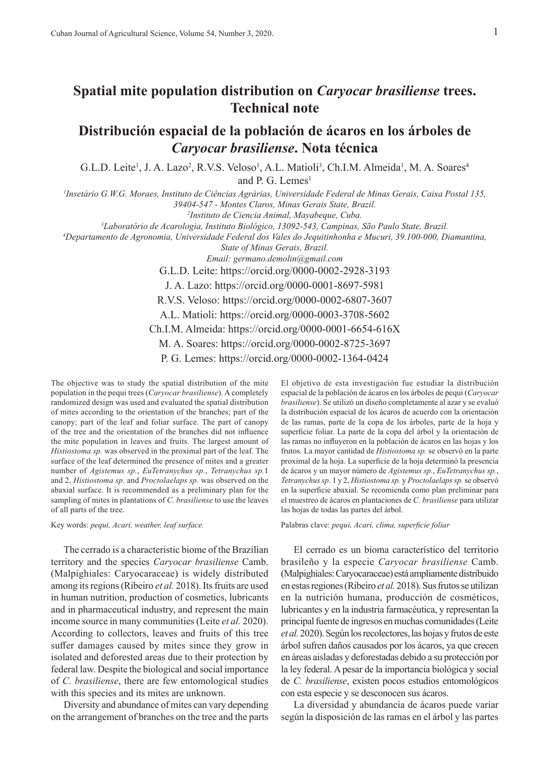# Spatial mite population distribution on *Caryocar brasiliense* trees. Technical note

# Distribución espacial de la población de ácaros en los árboles de *Caryocar brasiliense*. Nota técnica

G.L.D. Leite[1], J. A. Lazo[2], R.V.S. Veloso[1], A.L. Matioli[3], Ch.I.M. Almeida[1], M. A. Soares[4] and P. G. Lemes[1]

[1]*Insetário G.W.G. Moraes, Instituto de Ciências Agrárias, Universidade Federal de Minas Gerais, Caixa Postal 135, 39404-547 - Montes Claros, Minas Gerais State, Brazil.*

[2]*Instituto de Ciencia Animal, Mayabeque, Cuba.*

[3]*Laboratório de Acarologia, Instituto Biológico, 13092-543, Campinas, São Paulo State, Brazil.*

[4]*Departamento de Agronomia, Universidade Federal dos Vales do Jequitinhonha e Mucuri, 39.100-000, Diamantina, State of Minas Gerais, Brazil.*

*Email: germano.demolin@gmail.com*

G.L.D. Leite: https://orcid.org/0000-0002-2928-3193

J. A. Lazo: https://orcid.org/0000-0001-8697-5981

R.V.S. Veloso: https://orcid.org/0000-0002-6807-3607

A.L. Matioli: https://orcid.org/0000-0003-3708-5602

Ch.I.M. Almeida: https://orcid.org/0000-0001-6654-616X

M. A. Soares: https://orcid.org/0000-0002-8725-3697

P. G. Lemes: https://orcid.org/0000-0002-1364-0424

The objective was to study the spatial distribution of the mite population in the pequi trees (*Caryocar brasiliense*). A completely randomized design was used and evaluated the spatial distribution of mites according to the orientation of the branches; part of the canopy; part of the leaf and foliar surface. The part of canopy of the tree and the orientation of the branches did not influence the mite population in leaves and fruits. The largest amount of *Histiostoma sp.* was observed in the proximal part of the leaf. The surface of the leaf determined the presence of mites and a greater number of *Agistemus sp.*, *EuTetranychus sp.*, *Tetranychus sp.*1 and 2, *Histiostoma sp.* and *Proctolaelaps sp.* was observed on the abaxial surface. It is recommended as a preliminary plan for the sampling of mites in plantations of *C. brasiliense* to use the leaves of all parts of the tree.

Key words: *pequi, Acari, weather, leaf surface.*

El objetivo de esta investigación fue estudiar la distribución espacial de la población de ácaros en los árboles de pequi (*Caryocar brasiliense*). Se utilizó un diseño completamente al azar y se evaluó la distribución espacial de los ácaros de acuerdo con la orientación de las ramas, parte de la copa de los árboles, parte de la hoja y superficie foliar. La parte de la copa del árbol y la orientación de las ramas no influyeron en la población de ácaros en las hojas y los frutos. La mayor cantidad de *Histiostoma sp.* se observó en la parte proximal de la hoja. La superficie de la hoja determinó la presencia de ácaros y un mayor número de *Agistemus sp.*, *EuTetranychus sp.*, *Tetranychus sp.* 1 y 2, *Histiostoma sp.* y *Proctolaelaps sp.* se observó en la superficie abaxial. Se recomienda como plan preliminar para el muestreo de ácaros en plantaciones de *C. brasiliense* para utilizar las hojas de todas las partes del árbol.

Palabras clave: *pequi, Acari, clima, superficie foliar*

The cerrado is a characteristic biome of the Brazilian territory and the species *Caryocar brasiliense* Camb. (Malpighiales: Caryocaraceae) is widely distributed among its regions (Ribeiro *et al.* 2018). Its fruits are used in human nutrition, production of cosmetics, lubricants and in pharmaceutical industry, and represent the main income source in many communities (Leite *et al.* 2020). According to collectors, leaves and fruits of this tree suffer damages caused by mites since they grow in isolated and deforested areas due to their protection by federal law. Despite the biological and social importance of *C. brasiliense*, there are few entomological studies with this species and its mites are unknown.

Diversity and abundance of mites can vary depending on the arrangement of branches on the tree and the parts

El cerrado es un bioma característico del territorio brasileño y la especie *Caryocar brasiliense* Camb. (Malpighiales: Caryocaraceae) está ampliamente distribuido en estas regiones (Ribeiro *et al.* 2018). Sus frutos se utilizan en la nutrición humana, producción de cosméticos, lubricantes y en la industria farmacéutica, y representan la principal fuente de ingresos en muchas comunidades (Leite *et al.* 2020). Según los recolectores, las hojas y frutos de este árbol sufren daños causados por los ácaros, ya que crecen en áreas aisladas y deforestadas debido a su protección por la ley federal. A pesar de la importancia biológica y social de *C. brasiliense*, existen pocos estudios entomológicos con esta especie y se desconocen sus ácaros.

La diversidad y abundancia de ácaros puede variar según la disposición de las ramas en el árbol y las partes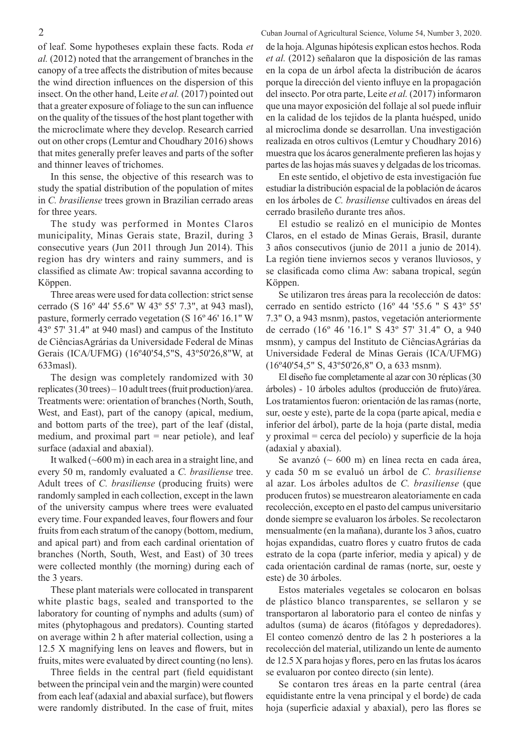of leaf. Some hypotheses explain these facts. Roda *et al.* (2012) noted that the arrangement of branches in the canopy of a tree affects the distribution of mites because the wind direction influences on the dispersion of this insect. On the other hand, Leite *et al.* (2017) pointed out that a greater exposure of foliage to the sun can influence on the quality of the tissues of the host plant together with the microclimate where they develop. Research carried out on other crops (Lemtur and Choudhary 2016) shows that mites generally prefer leaves and parts of the softer and thinner leaves of trichomes.

In this sense, the objective of this research was to study the spatial distribution of the population of mites in *C. brasiliense* trees grown in Brazilian cerrado areas for three years.

The study was performed in Montes Claros municipality, Minas Gerais state, Brazil, during 3 consecutive years (Jun 2011 through Jun 2014). This region has dry winters and rainy summers, and is classified as climate Aw: tropical savanna according to Köppen.

Three areas were used for data collection: strict sense cerrado (S 16º 44' 55.6" W 43º 55' 7.3", at 943 masl), pasture, formerly cerrado vegetation (S 16º 46' 16.1" W 43º 57' 31.4" at 940 masl) and campus of the Instituto de CiênciasAgrárias da Universidade Federal de Minas Gerais (ICA/UFMG) (16º40'54,5"S, 43º50'26,8"W, at 633masl).

The design was completely randomized with 30 replicates (30 trees) – 10 adult trees (fruit production)/area. Treatments were: orientation of branches (North, South, West, and East), part of the canopy (apical, medium, and bottom parts of the tree), part of the leaf (distal, medium, and proximal part = near petiole), and leaf surface (adaxial and abaxial).

It walked (~600 m) in each area in a straight line, and every 50 m, randomly evaluated a *C. brasiliense* tree. Adult trees of *C. brasiliense* (producing fruits) were randomly sampled in each collection, except in the lawn of the university campus where trees were evaluated every time. Four expanded leaves, four flowers and four fruits from each stratum of the canopy (bottom, medium, and apical part) and from each cardinal orientation of branches (North, South, West, and East) of 30 trees were collected monthly (the morning) during each of the 3 years.

These plant materials were collocated in transparent white plastic bags, sealed and transported to the laboratory for counting of nymphs and adults (sum) of mites (phytophagous and predators). Counting started on average within 2 h after material collection, using a 12.5 X magnifying lens on leaves and flowers, but in fruits, mites were evaluated by direct counting (no lens).

Three fields in the central part (field equidistant between the principal vein and the margin) were counted from each leaf (adaxial and abaxial surface), but flowers were randomly distributed. In the case of fruit, mites

de la hoja. Algunas hipótesis explican estos hechos. Roda *et al.* (2012) señalaron que la disposición de las ramas en la copa de un árbol afecta la distribución de ácaros porque la dirección del viento influye en la propagación del insecto. Por otra parte, Leite *et al.* (2017) informaron que una mayor exposición del follaje al sol puede influir en la calidad de los tejidos de la planta huésped, unido al microclima donde se desarrollan. Una investigación realizada en otros cultivos (Lemtur y Choudhary 2016) muestra que los ácaros generalmente prefieren las hojas y partes de las hojas más suaves y delgadas de los tricomas.

En este sentido, el objetivo de esta investigación fue estudiar la distribución espacial de la población de ácaros en los árboles de *C. brasiliense* cultivados en áreas del cerrado brasileño durante tres años.

El estudio se realizó en el municipio de Montes Claros, en el estado de Minas Gerais, Brasil, durante 3 años consecutivos (junio de 2011 a junio de 2014). La región tiene inviernos secos y veranos lluviosos, y se clasificada como clima Aw: sabana tropical, según Köppen.

Se utilizaron tres áreas para la recolección de datos: cerrado en sentido estricto (16º 44 '55.6 " S 43º 55' 7.3" O, a 943 msnm), pastos, vegetación anteriormente de cerrado (16º 46 '16.1" S 43º 57' 31.4" O, a 940 msnm), y campus del Instituto de CiênciasAgrárias da Universidade Federal de Minas Gerais (ICA/UFMG) (16º40'54,5" S, 43º50'26,8" O, a 633 msnm).

El diseño fue completamente al azar con 30 réplicas (30 árboles) - 10 árboles adultos (producción de fruto)/área. Los tratamientos fueron: orientación de las ramas (norte, sur, oeste y este), parte de la copa (parte apical, media e inferior del árbol), parte de la hoja (parte distal, media y proximal = cerca del pecíolo) y superficie de la hoja (adaxial y abaxial).

Se avanzó (~ 600 m) en línea recta en cada área, y cada 50 m se evaluó un árbol de *C. brasiliense* al azar. Los árboles adultos de *C. brasiliense* (que producen frutos) se muestrearon aleatoriamente en cada recolección, excepto en el pasto del campus universitario donde siempre se evaluaron los árboles. Se recolectaron mensualmente (en la mañana), durante los 3 años, cuatro hojas expandidas, cuatro flores y cuatro frutos de cada estrato de la copa (parte inferior, media y apical) y de cada orientación cardinal de ramas (norte, sur, oeste y este) de 30 árboles.

Estos materiales vegetales se colocaron en bolsas de plástico blanco transparentes, se sellaron y se transportaron al laboratorio para el conteo de ninfas y adultos (suma) de ácaros (fitófagos y depredadores). El conteo comenzó dentro de las 2 h posteriores a la recolección del material, utilizando un lente de aumento de 12.5 X para hojas y flores, pero en las frutas los ácaros se evaluaron por conteo directo (sin lente).

Se contaron tres áreas en la parte central (área equidistante entre la vena principal y el borde) de cada hoja (superficie adaxial y abaxial), pero las flores se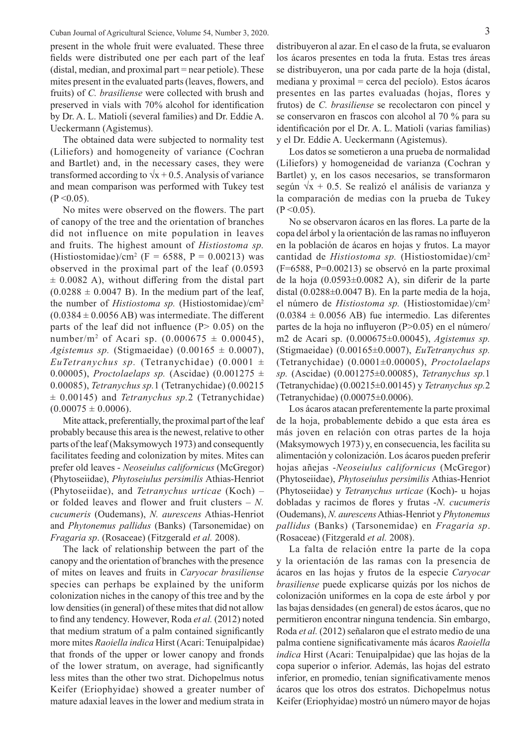present in the whole fruit were evaluated. These three fields were distributed one per each part of the leaf (distal, median, and proximal part = near petiole). These mites present in the evaluated parts (leaves, flowers, and fruits) of *C. brasiliense* were collected with brush and preserved in vials with 70% alcohol for identification by Dr. A. L. Matioli (several families) and Dr. Eddie A. Ueckermann (Agistemus).

The obtained data were subjected to normality test (Liliefors) and homogeneity of variance (Cochran and Bartlet) and, in the necessary cases, they were transformed according to $\sqrt{x} + 0.5$. Analysis of variance and mean comparison was performed with Tukey test ($P < 0.05$).

No mites were observed on the flowers. The part of canopy of the tree and the orientation of branches did not influence on mite population in leaves and fruits. The highest amount of *Histiostoma sp.* (Histiostomidae)/$cm^2$ ($F = 6588$, $P = 0.00213$) was observed in the proximal part of the leaf ($0.0593 \pm 0.0082$ A), without differing from the distal part ($0.0288 \pm 0.0047$ B). In the medium part of the leaf, the number of *Histiostoma sp.* (Histiostomidae)/$cm^2$ ($0.0384 \pm 0.0056$ AB) was intermediate. The different parts of the leaf did not influence ($P > 0.05$) on the number/$m^2$ of Acari sp. ($0.000675 \pm 0.00045$), *Agistemus sp.* (Stigmaeidae) ($0.00165 \pm 0.0007$), *EuTetranychus sp.* (Tetranychidae) ($0.0001 \pm 0.00005$), *Proctolaelaps sp.* (Ascidae) ($0.001275 \pm 0.00085$), *Tetranychus sp.*1 (Tetranychidae) ($0.00215 \pm 0.00145$) and *Tetranychus sp.*2 (Tetranychidae) ($0.00075 \pm 0.0006$).

Mite attack, preferentially, the proximal part of the leaf probably because this area is the newest, relative to other parts of the leaf (Maksymowych 1973) and consequently facilitates feeding and colonization by mites. Mites can prefer old leaves - *Neoseiulus californicus* (McGregor) (Phytoseiidae), *Phytoseiulus persimilis* Athias-Henriot (Phytoseiidae), and *Tetranychus urticae* (Koch) – or folded leaves and flower and fruit clusters – *N. cucumeris* (Oudemans), *N. aurescens* Athias-Henriot and *Phytonemus pallidus* (Banks) (Tarsonemidae) on *Fragaria sp*. (Rosaceae) (Fitzgerald *et al.* 2008).

The lack of relationship between the part of the canopy and the orientation of branches with the presence of mites on leaves and fruits in *Caryocar brasiliense* species can perhaps be explained by the uniform colonization niches in the canopy of this tree and by the low densities (in general) of these mites that did not allow to find any tendency. However, Roda *et al.* (2012) noted that medium stratum of a palm contained significantly more mites *Raoiella indica* Hirst (Acari: Tenuipalpidae) that fronds of the upper or lower canopy and fronds of the lower stratum, on average, had significantly less mites than the other two strat. Dichopelmus notus Keifer (Eriophyidae) showed a greater number of mature adaxial leaves in the lower and medium strata in

distribuyeron al azar. En el caso de la fruta, se evaluaron los ácaros presentes en toda la fruta. Estas tres áreas se distribuyeron, una por cada parte de la hoja (distal, mediana y proximal = cerca del pecíolo). Estos ácaros presentes en las partes evaluadas (hojas, flores y frutos) de *C. brasiliense* se recolectaron con pincel y se conservaron en frascos con alcohol al 70 % para su identificación por el Dr. A. L. Matioli (varias familias) y el Dr. Eddie A. Ueckermann (Agistemus).

Los datos se sometieron a una prueba de normalidad (Liliefors) y homogeneidad de varianza (Cochran y Bartlet) y, en los casos necesarios, se transformaron según $\sqrt{x} + 0.5$. Se realizó el análisis de varianza y la comparación de medias con la prueba de Tukey ($P < 0.05$).

No se observaron ácaros en las flores. La parte de la copa del árbol y la orientación de las ramas no influyeron en la población de ácaros en hojas y frutos. La mayor cantidad de *Histiostoma sp.* (Histiostomidae)/$cm^2$ ($F=6588$, $P=0.00213$) se observó en la parte proximal de la hoja ($0.0593\pm0.0082$ A), sin diferir de la parte distal ($0.0288\pm0.0047$ B). En la parte media de la hoja, el número de *Histiostoma sp.* (Histiostomidae)/$cm^2$ ($0.0384 \pm 0.0056$ AB) fue intermedio. Las diferentes partes de la hoja no influyeron ($P>0.05$) en el número/m2 de Acari sp. ($0.000675\pm0.00045$), *Agistemus sp.* (Stigmaeidae) ($0.00165\pm0.0007$), *EuTetranychus sp.* (Tetranychidae) ($0.0001\pm0.00005$), *Proctolaelaps sp.* (Ascidae) ($0.001275\pm0.00085$), *Tetranychus sp.*1 (Tetranychidae) ($0.00215\pm0.00145$) y *Tetranychus sp.*2 (Tetranychidae) ($0.00075\pm0.0006$).

Los ácaros atacan preferentemente la parte proximal de la hoja, probablemente debido a que esta área es más joven en relación con otras partes de la hoja (Maksymowych 1973) y, en consecuencia, les facilita su alimentación y colonización. Los ácaros pueden preferir hojas añejas -*Neoseiulus californicus* (McGregor) (Phytoseiidae), *Phytoseiulus persimilis* Athias-Henriot (Phytoseiidae) y *Tetranychus urticae* (Koch)- u hojas dobladas y racimos de flores y frutas -*N. cucumeris* (Oudemans), *N. aurescens* Athias-Henriot y *Phytonemus pallidus* (Banks) (Tarsonemidae) en *Fragaria sp*. (Rosaceae) (Fitzgerald *et al.* 2008).

La falta de relación entre la parte de la copa y la orientación de las ramas con la presencia de ácaros en las hojas y frutos de la especie *Caryocar brasiliense* puede explicarse quizás por los nichos de colonización uniformes en la copa de este árbol y por las bajas densidades (en general) de estos ácaros, que no permitieron encontrar ninguna tendencia. Sin embargo, Roda *et al.* (2012) señalaron que el estrato medio de una palma contiene significativamente más ácaros *Raoiella indica* Hirst (Acari: Tenuipalpidae) que las hojas de la copa superior o inferior. Además, las hojas del estrato inferior, en promedio, tenían significativamente menos ácaros que los otros dos estratos. Dichopelmus notus Keifer (Eriophyidae) mostró un número mayor de hojas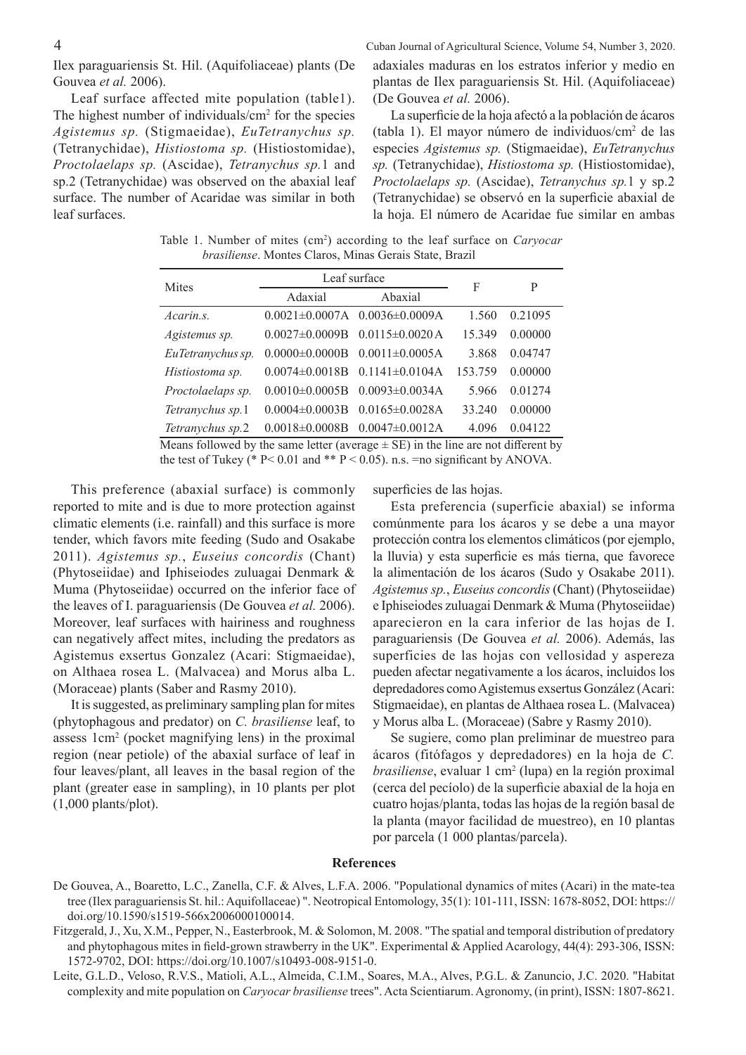Ilex paraguariensis St. Hil. (Aquifoliaceae) plants (De Gouvea *et al.* 2006).

Leaf surface affected mite population (table1). The highest number of individuals/cm$^2$ for the species *Agistemus sp.* (Stigmaeidae), *EuTetranychus sp.* (Tetranychidae), *Histiostoma sp.* (Histiostomidae), *Proctolaelaps sp.* (Ascidae), *Tetranychus sp.*1 and sp.2 (Tetranychidae) was observed on the abaxial leaf surface. The number of Acaridae was similar in both leaf surfaces.

Table 1. Number of mites (cm$^2$) according to the leaf surface on *Caryocar brasiliense*. Montes Claros, Minas Gerais State, Brazil

| Mites | Leaf surface | | F | P |
|---|---|---|---|---|
| | Adaxial | Abaxial | | |
| *Acarin.s.* | 0.0021±0.0007A | 0.0036±0.0009A | 1.560 | 0.21095 |
| *Agistemus sp.* | 0.0027±0.0009B | 0.0115±0.0020A | 15.349 | 0.00000 |
| *EuTetranychus sp.* | 0.0000±0.0000B | 0.0011±0.0005A | 3.868 | 0.04747 |
| *Histiostoma sp.* | 0.0074±0.0018B | 0.1141±0.0104A | 153.759 | 0.00000 |
| *Proctolaelaps sp.* | 0.0010±0.0005B | 0.0093±0.0034A | 5.966 | 0.01274 |
| *Tetranychus sp.*1 | 0.0004±0.0003B | 0.0165±0.0028A | 33.240 | 0.00000 |
| *Tetranychus sp.*2 | 0.0018±0.0008B | 0.0047±0.0012A | 4.096 | 0.04122 |

Means followed by the same letter (average ± SE) in the line are not different by the test of Tukey (* P< 0.01 and ** P < 0.05). n.s. =no significant by ANOVA.

This preference (abaxial surface) is commonly reported to mite and is due to more protection against climatic elements (i.e. rainfall) and this surface is more tender, which favors mite feeding (Sudo and Osakabe 2011). *Agistemus sp.*, *Euseius concordis* (Chant) (Phytoseiidae) and Iphiseiodes zuluagai Denmark & Muma (Phytoseiidae) occurred on the inferior face of the leaves of I. paraguariensis (De Gouvea *et al.* 2006). Moreover, leaf surfaces with hairiness and roughness can negatively affect mites, including the predators as Agistemus exsertus Gonzalez (Acari: Stigmaeidae), on Althaea rosea L. (Malvacea) and Morus alba L. (Moraceae) plants (Saber and Rasmy 2010).

It is suggested, as preliminary sampling plan for mites (phytophagous and predator) on *C. brasiliense* leaf, to assess 1cm$^2$ (pocket magnifying lens) in the proximal region (near petiole) of the abaxial surface of leaf in four leaves/plant, all leaves in the basal region of the plant (greater ease in sampling), in 10 plants per plot (1,000 plants/plot).

adaxiales maduras en los estratos inferior y medio en plantas de Ilex paraguariensis St. Hil. (Aquifoliaceae) (De Gouvea *et al.* 2006).

La superficie de la hoja afectó a la población de ácaros (tabla 1). El mayor número de individuos/cm$^2$ de las especies *Agistemus sp.* (Stigmaeidae), *EuTetranychus sp.* (Tetranychidae), *Histiostoma sp.* (Histiostomidae), *Proctolaelaps sp.* (Ascidae), *Tetranychus sp.*1 y sp.2 (Tetranychidae) se observó en la superficie abaxial de la hoja. El número de Acaridae fue similar en ambas superficies de las hojas.

Esta preferencia (superficie abaxial) se informa comúnmente para los ácaros y se debe a una mayor protección contra los elementos climáticos (por ejemplo, la lluvia) y esta superficie es más tierna, que favorece la alimentación de los ácaros (Sudo y Osakabe 2011). *Agistemus sp.*, *Euseius concordis* (Chant) (Phytoseiidae) e Iphiseiodes zuluagai Denmark & Muma (Phytoseiidae) aparecieron en la cara inferior de las hojas de I. paraguariensis (De Gouvea *et al.* 2006). Además, las superficies de las hojas con vellosidad y aspereza pueden afectar negativamente a los ácaros, incluidos los depredadores como Agistemus exsertus González (Acari: Stigmaeidae), en plantas de Althaea rosea L. (Malvacea) y Morus alba L. (Moraceae) (Sabre y Rasmy 2010).

Se sugiere, como plan preliminar de muestreo para ácaros (fitófagos y depredadores) en la hoja de *C. brasiliense*, evaluar 1 cm$^2$ (lupa) en la región proximal (cerca del pecíolo) de la superficie abaxial de la hoja en cuatro hojas/planta, todas las hojas de la región basal de la planta (mayor facilidad de muestreo), en 10 plantas por parcela (1 000 plantas/parcela).

## References

De Gouvea, A., Boaretto, L.C., Zanella, C.F. & Alves, L.F.A. 2006. "Populational dynamics of mites (Acari) in the mate-tea tree (Ilex paraguariensis St. hil.: Aquifollaceae) ". Neotropical Entomology, 35(1): 101-111, ISSN: 1678-8052, DOI: https://doi.org/10.1590/s1519-566x2006000100014.

Fitzgerald, J., Xu, X.M., Pepper, N., Easterbrook, M. & Solomon, M. 2008. "The spatial and temporal distribution of predatory and phytophagous mites in field-grown strawberry in the UK". Experimental & Applied Acarology, 44(4): 293-306, ISSN: 1572-9702, DOI: https://doi.org/10.1007/s10493-008-9151-0.

Leite, G.L.D., Veloso, R.V.S., Matioli, A.L., Almeida, C.I.M., Soares, M.A., Alves, P.G.L. & Zanuncio, J.C. 2020. "Habitat complexity and mite population on *Caryocar brasiliense* trees". Acta Scientiarum. Agronomy, (in print), ISSN: 1807-8621.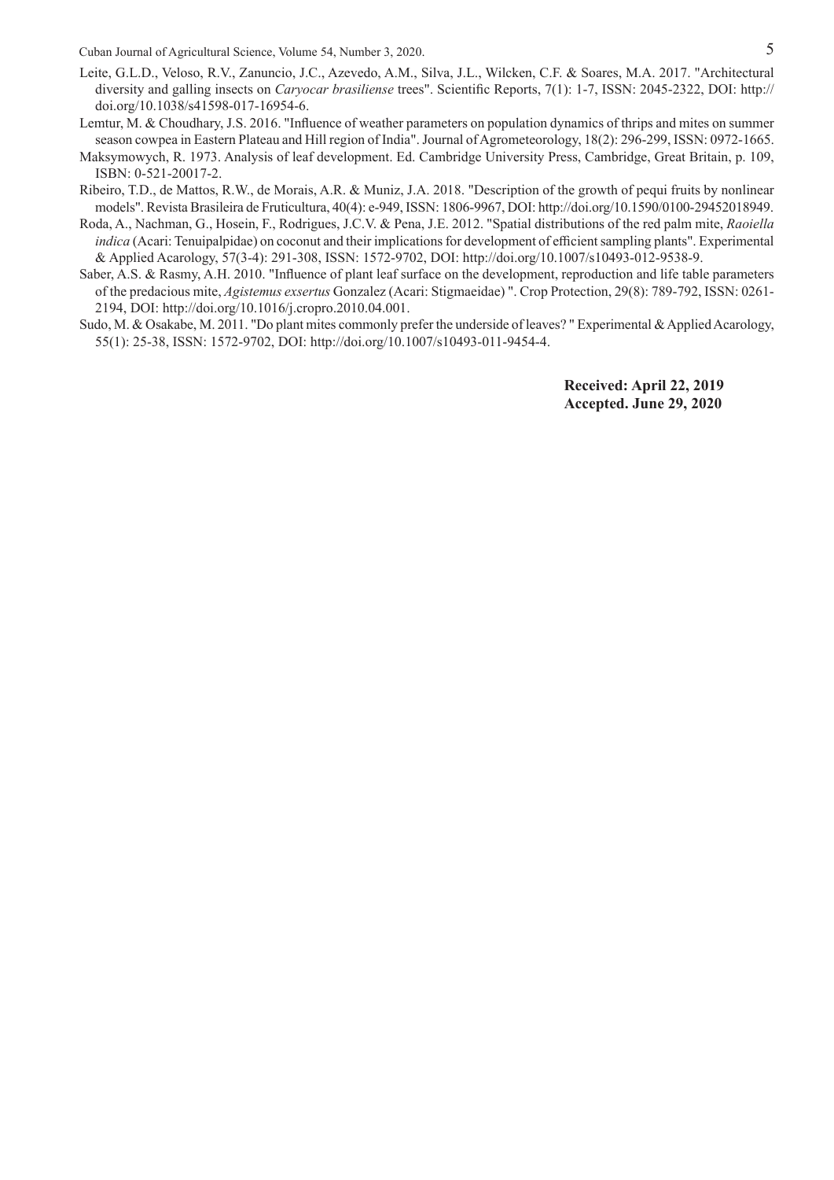Leite, G.L.D., Veloso, R.V., Zanuncio, J.C., Azevedo, A.M., Silva, J.L., Wilcken, C.F. & Soares, M.A. 2017. "Architectural diversity and galling insects on *Caryocar brasiliense* trees". Scientific Reports, 7(1): 1-7, ISSN: 2045-2322, DOI: http://doi.org/10.1038/s41598-017-16954-6.

Lemtur, M. & Choudhary, J.S. 2016. "Influence of weather parameters on population dynamics of thrips and mites on summer season cowpea in Eastern Plateau and Hill region of India". Journal of Agrometeorology, 18(2): 296-299, ISSN: 0972-1665.

Maksymowych, R. 1973. Analysis of leaf development. Ed. Cambridge University Press, Cambridge, Great Britain, p. 109, ISBN: 0-521-20017-2.

Ribeiro, T.D., de Mattos, R.W., de Morais, A.R. & Muniz, J.A. 2018. "Description of the growth of pequi fruits by nonlinear models". Revista Brasileira de Fruticultura, 40(4): e-949, ISSN: 1806-9967, DOI: http://doi.org/10.1590/0100-29452018949.

Roda, A., Nachman, G., Hosein, F., Rodrigues, J.C.V. & Pena, J.E. 2012. "Spatial distributions of the red palm mite, *Raoiella indica* (Acari: Tenuipalpidae) on coconut and their implications for development of efficient sampling plants". Experimental & Applied Acarology, 57(3-4): 291-308, ISSN: 1572-9702, DOI: http://doi.org/10.1007/s10493-012-9538-9.

Saber, A.S. & Rasmy, A.H. 2010. "Influence of plant leaf surface on the development, reproduction and life table parameters of the predacious mite, *Agistemus exsertus* Gonzalez (Acari: Stigmaeidae) ". Crop Protection, 29(8): 789-792, ISSN: 0261-2194, DOI: http://doi.org/10.1016/j.cropro.2010.04.001.

Sudo, M. & Osakabe, M. 2011. "Do plant mites commonly prefer the underside of leaves? " Experimental & Applied Acarology, 55(1): 25-38, ISSN: 1572-9702, DOI: http://doi.org/10.1007/s10493-011-9454-4.

**Received: April 22, 2019**
**Accepted. June 29, 2020**